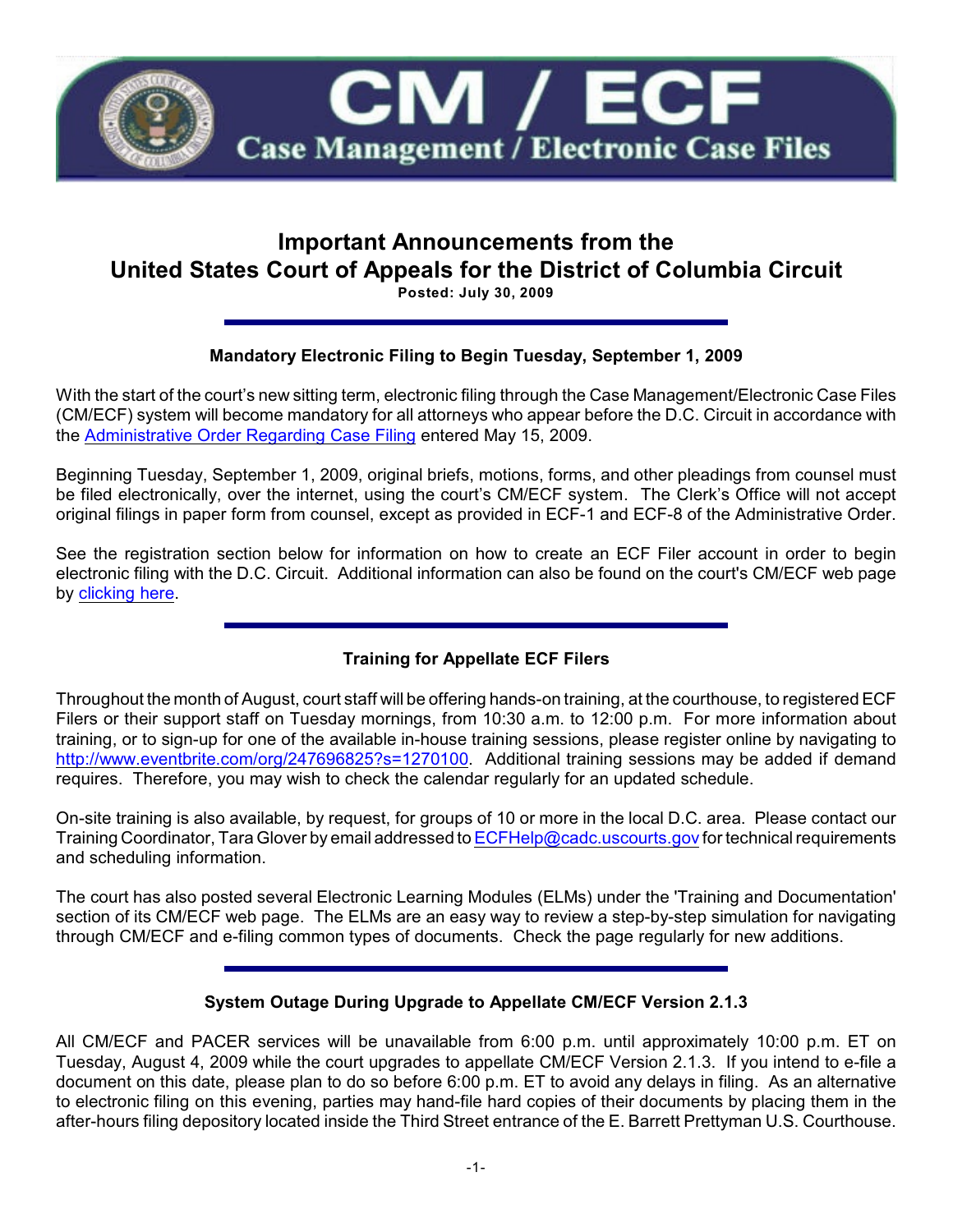# CM / ECF

## Case Management / Electronic Case Files

# Important Announcements from the United States Court of Appeals for the District of Columbia Circuit

**Posted: July 30, 2009**

---

### Mandatory Electronic Filing to Begin Tuesday, September 1, 2009

With the start of the court's new sitting term, electronic filing through the Case Management/Electronic Case Files (CM/ECF) system will become mandatory for all attorneys who appear before the D.C. Circuit in accordance with the Administrative Order Regarding Case Filing entered May 15, 2009.

Beginning Tuesday, September 1, 2009, original briefs, motions, forms, and other pleadings from counsel must be filed electronically, over the internet, using the court's CM/ECF system. The Clerk's Office will not accept original filings in paper form from counsel, except as provided in ECF-1 and ECF-8 of the Administrative Order.

See the registration section below for information on how to create an ECF Filer account in order to begin electronic filing with the D.C. Circuit. Additional information can also be found on the court's CM/ECF web page by clicking here.

---

### Training for Appellate ECF Filers

Throughout the month of August, court staff will be offering hands-on training, at the courthouse, to registered ECF Filers or their support staff on Tuesday mornings, from 10:30 a.m. to 12:00 p.m. For more information about training, or to sign-up for one of the available in-house training sessions, please register online by navigating to http://www.eventbrite.com/org/247696825?s=1270100. Additional training sessions may be added if demand requires. Therefore, you may wish to check the calendar regularly for an updated schedule.

On-site training is also available, by request, for groups of 10 or more in the local D.C. area. Please contact our Training Coordinator, Tara Glover by email addressed to ECFHelp@cadc.uscourts.gov for technical requirements and scheduling information.

The court has also posted several Electronic Learning Modules (ELMs) under the 'Training and Documentation' section of its CM/ECF web page. The ELMs are an easy way to review a step-by-step simulation for navigating through CM/ECF and e-filing common types of documents. Check the page regularly for new additions.

---

### System Outage During Upgrade to Appellate CM/ECF Version 2.1.3

All CM/ECF and PACER services will be unavailable from 6:00 p.m. until approximately 10:00 p.m. ET on Tuesday, August 4, 2009 while the court upgrades to appellate CM/ECF Version 2.1.3. If you intend to e-file a document on this date, please plan to do so before 6:00 p.m. ET to avoid any delays in filing. As an alternative to electronic filing on this evening, parties may hand-file hard copies of their documents by placing them in the after-hours filing depository located inside the Third Street entrance of the E. Barrett Prettyman U.S. Courthouse.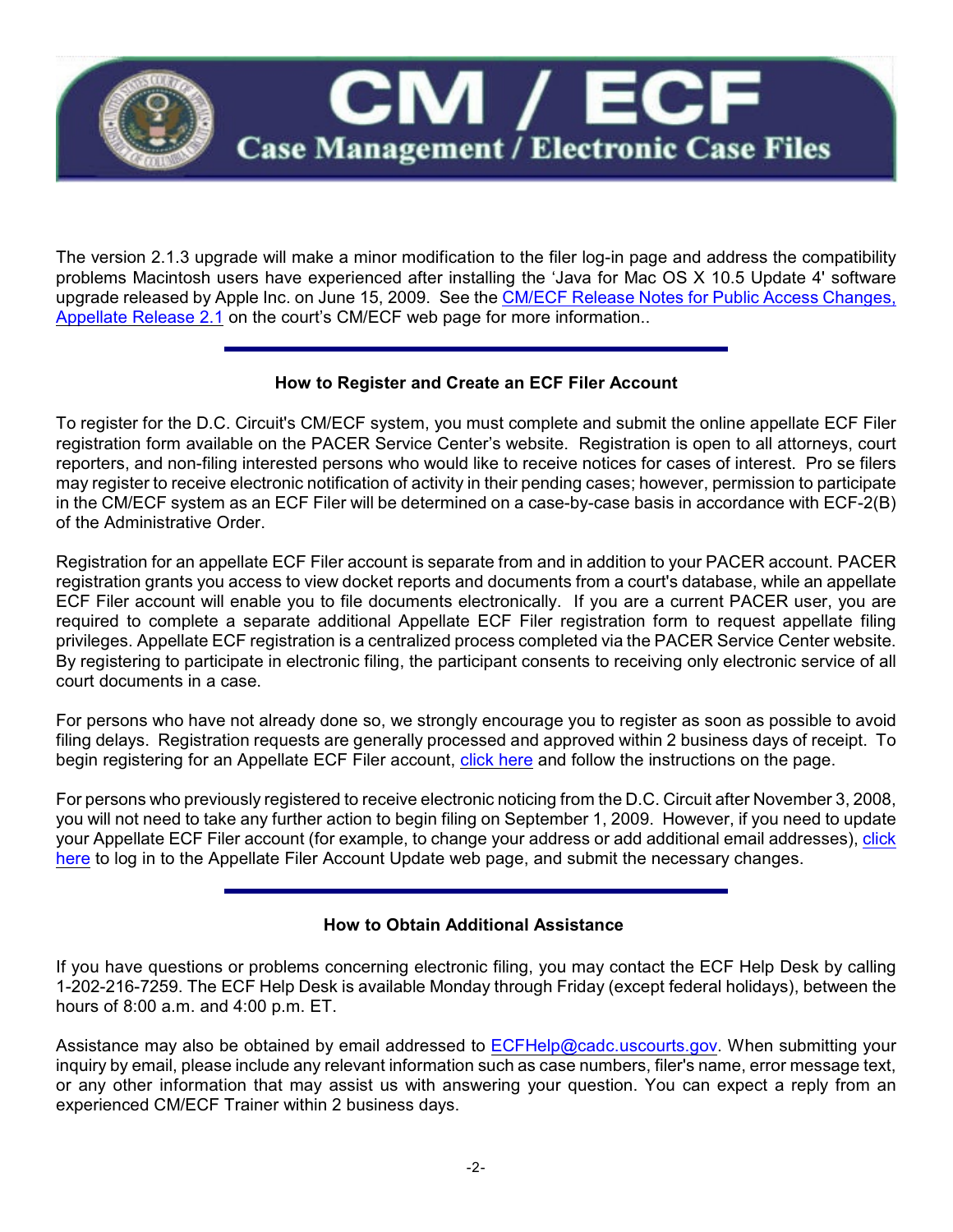# CM / ECF

## Case Management / Electronic Case Files

The version 2.1.3 upgrade will make a minor modification to the filer log-in page and address the compatibility problems Macintosh users have experienced after installing the 'Java for Mac OS X 10.5 Update 4' software upgrade released by Apple Inc. on June 15, 2009. See the CM/ECF Release Notes for Public Access Changes, Appellate Release 2.1 on the court's CM/ECF web page for more information..

---

### How to Register and Create an ECF Filer Account

To register for the D.C. Circuit's CM/ECF system, you must complete and submit the online appellate ECF Filer registration form available on the PACER Service Center's website. Registration is open to all attorneys, court reporters, and non-filing interested persons who would like to receive notices for cases of interest. Pro se filers may register to receive electronic notification of activity in their pending cases; however, permission to participate in the CM/ECF system as an ECF Filer will be determined on a case-by-case basis in accordance with ECF-2(B) of the Administrative Order.

Registration for an appellate ECF Filer account is separate from and in addition to your PACER account. PACER registration grants you access to view docket reports and documents from a court's database, while an appellate ECF Filer account will enable you to file documents electronically. If you are a current PACER user, you are required to complete a separate additional Appellate ECF Filer registration form to request appellate filing privileges. Appellate ECF registration is a centralized process completed via the PACER Service Center website. By registering to participate in electronic filing, the participant consents to receiving only electronic service of all court documents in a case.

For persons who have not already done so, we strongly encourage you to register as soon as possible to avoid filing delays. Registration requests are generally processed and approved within 2 business days of receipt. To begin registering for an Appellate ECF Filer account, click here and follow the instructions on the page.

For persons who previously registered to receive electronic noticing from the D.C. Circuit after November 3, 2008, you will not need to take any further action to begin filing on September 1, 2009. However, if you need to update your Appellate ECF Filer account (for example, to change your address or add additional email addresses), click here to log in to the Appellate Filer Account Update web page, and submit the necessary changes.

---

### How to Obtain Additional Assistance

If you have questions or problems concerning electronic filing, you may contact the ECF Help Desk by calling 1-202-216-7259. The ECF Help Desk is available Monday through Friday (except federal holidays), between the hours of 8:00 a.m. and 4:00 p.m. ET.

Assistance may also be obtained by email addressed to ECFHelp@cadc.uscourts.gov. When submitting your inquiry by email, please include any relevant information such as case numbers, filer's name, error message text, or any other information that may assist us with answering your question. You can expect a reply from an experienced CM/ECF Trainer within 2 business days.